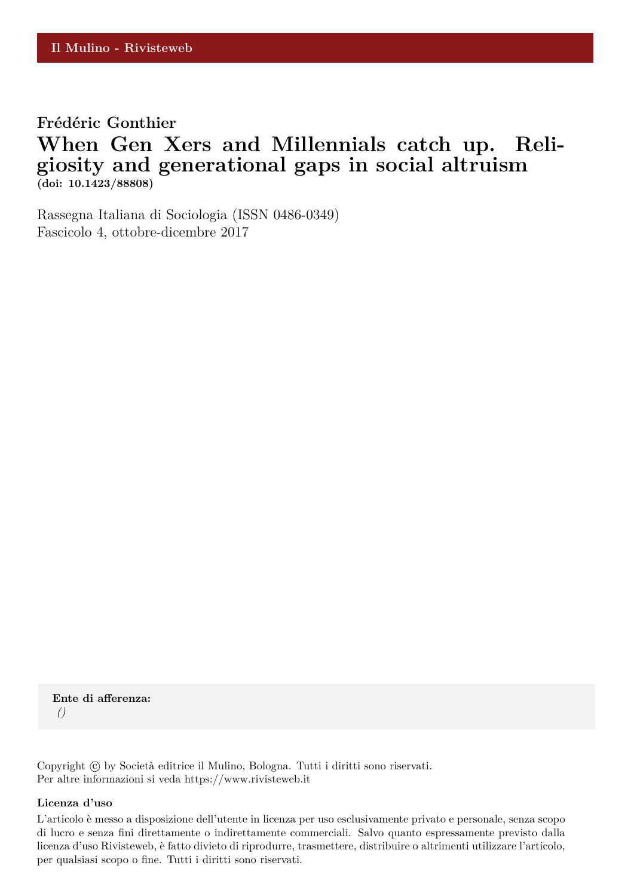Il Mulino - Rivisteweb

**Frédéric Gonthier**

# When Gen Xers and Millennials catch up. Religiosity and generational gaps in social altruism

**(doi: 10.1423/88808)**

Rassegna Italiana di Sociologia (ISSN 0486-0349)
Fascicolo 4, ottobre-dicembre 2017

**Ente di afferenza:**
*()*

Copyright © by Società editrice il Mulino, Bologna. Tutti i diritti sono riservati.
Per altre informazioni si veda https://www.rivisteweb.it

**Licenza d'uso**

L'articolo è messo a disposizione dell'utente in licenza per uso esclusivamente privato e personale, senza scopo di lucro e senza fini direttamente o indirettamente commerciali. Salvo quanto espressamente previsto dalla licenza d'uso Rivisteweb, è fatto divieto di riprodurre, trasmettere, distribuire o altrimenti utilizzare l'articolo, per qualsiasi scopo o fine. Tutti i diritti sono riservati.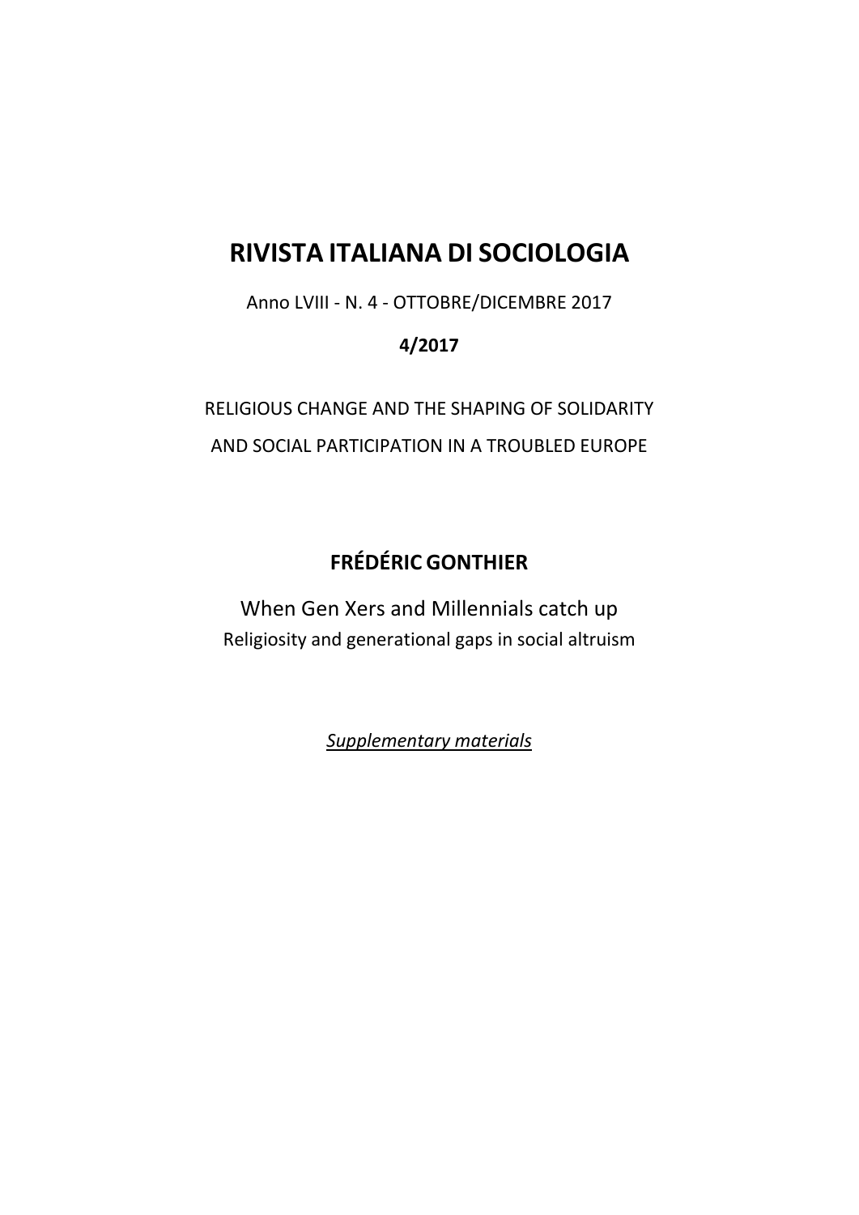# RIVISTA ITALIANA DI SOCIOLOGIA

Anno LVIII - N. 4 - OTTOBRE/DICEMBRE 2017

**4/2017**

RELIGIOUS CHANGE AND THE SHAPING OF SOLIDARITY AND SOCIAL PARTICIPATION IN A TROUBLED EUROPE

## FRÉDÉRIC GONTHIER

When Gen Xers and Millennials catch up
Religiosity and generational gaps in social altruism

*Supplementary materials*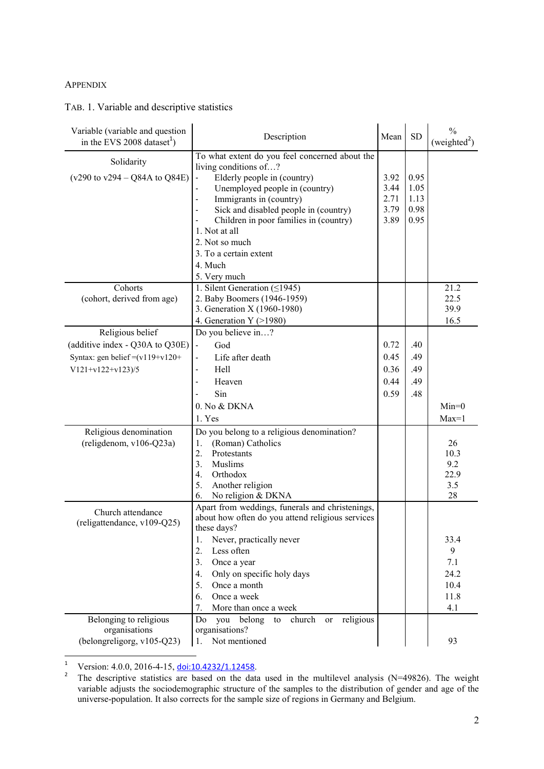APPENDIX

TAB. 1. Variable and descriptive statistics

| Variable (variable and question in the EVS 2008 dataset[1]) | Description | Mean | SD | % (weighted[2]) |
|---|---|---|---|---|
| Solidarity | To what extent do you feel concerned about the living conditions of…? | | | |
| (v290 to v294 – Q84A to Q84E) | - Elderly people in (country) | 3.92 | 0.95 | |
| | - Unemployed people in (country) | 3.44 | 1.05 | |
| | - Immigrants in (country) | 2.71 | 1.13 | |
| | - Sick and disabled people in (country) | 3.79 | 0.98 | |
| | - Children in poor families in (country) | 3.89 | 0.95 | |
| | 1. Not at all | | | |
| | 2. Not so much | | | |
| | 3. To a certain extent | | | |
| | 4. Much | | | |
| | 5. Very much | | | |
| Cohorts (cohort, derived from age) | 1. Silent Generation (≤1945) | | | 21.2 |
| | 2. Baby Boomers (1946-1959) | | | 22.5 |
| | 3. Generation X (1960-1980) | | | 39.9 |
| | 4. Generation Y (>1980) | | | 16.5 |
| Religious belief | Do you believe in…? | | | |
| (additive index - Q30A to Q30E) | - God | 0.72 | .40 | |
| Syntax: gen belief =(v119+v120+ | - Life after death | 0.45 | .49 | |
| V121+v122+v123)/5 | - Hell | 0.36 | .49 | |
| | - Heaven | 0.44 | .49 | |
| | - Sin | 0.59 | .48 | |
| | 0. No & DKNA | | | Min=0 |
| | 1. Yes | | | Max=1 |
| Religious denomination (religdenom, v106-Q23a) | Do you belong to a religious denomination? | | | |
| | 1. (Roman) Catholics | | | 26 |
| | 2. Protestants | | | 10.3 |
| | 3. Muslims | | | 9.2 |
| | 4. Orthodox | | | 22.9 |
| | 5. Another religion | | | 3.5 |
| | 6. No religion & DKNA | | | 28 |
| Church attendance (religattendance, v109-Q25) | Apart from weddings, funerals and christenings, about how often do you attend religious services these days? | | | |
| | 1. Never, practically never | | | 33.4 |
| | 2. Less often | | | 9 |
| | 3. Once a year | | | 7.1 |
| | 4. Only on specific holy days | | | 24.2 |
| | 5. Once a month | | | 10.4 |
| | 6. Once a week | | | 11.8 |
| | 7. More than once a week | | | 4.1 |
| Belonging to religious organisations (belongreligorg, v105-Q23) | Do you belong to church or religious organisations? | | | |
| | 1. Not mentioned | | | 93 |

[1] Version: 4.0.0, 2016-4-15, doi:10.4232/1.12458.

[2] The descriptive statistics are based on the data used in the multilevel analysis (N=49826). The weight variable adjusts the sociodemographic structure of the samples to the distribution of gender and age of the universe-population. It also corrects for the sample size of regions in Germany and Belgium.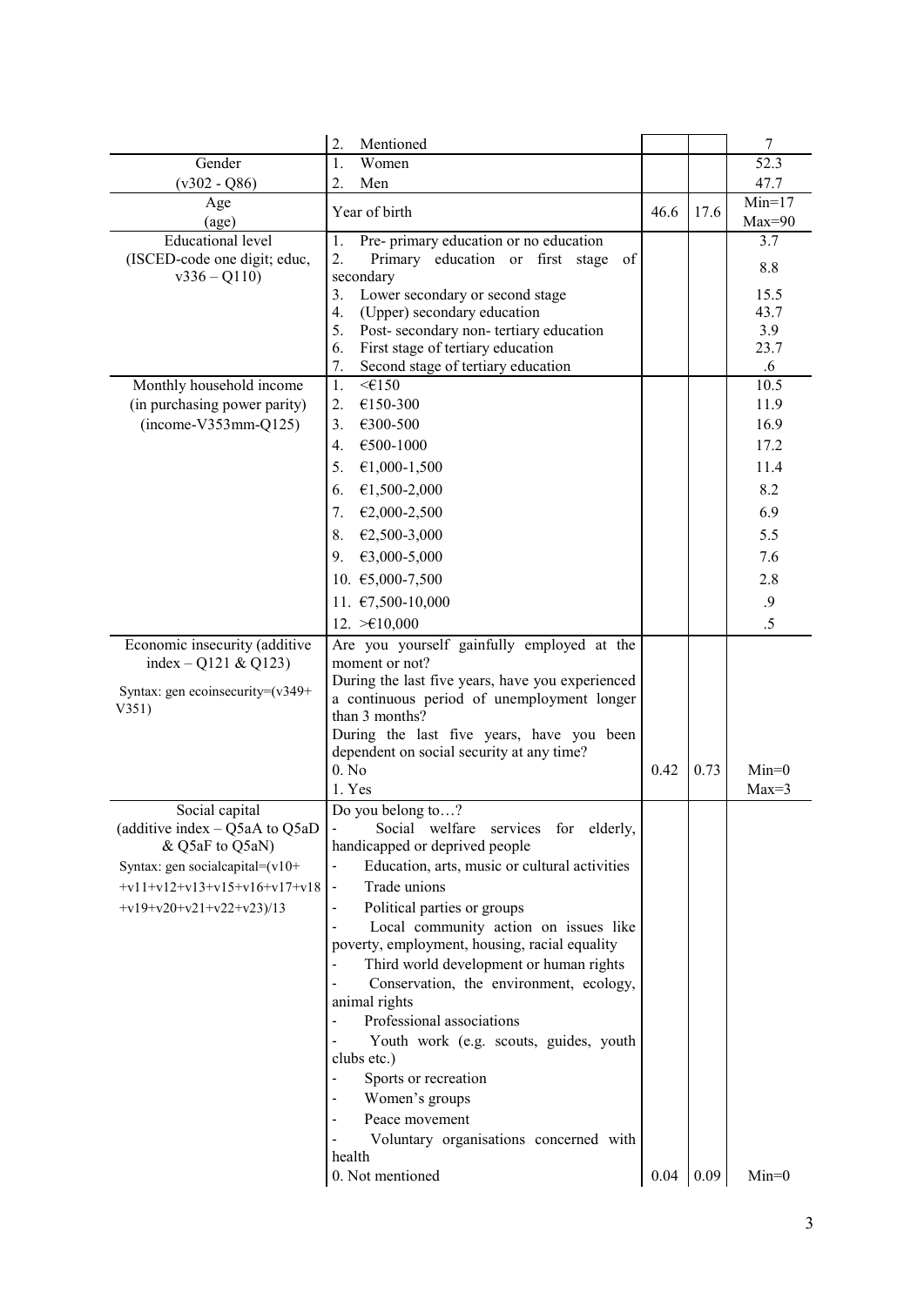| | | | | |
|---|---|---|---|---|
| | 2. Mentioned | | | 7 |
| Gender (v302 - Q86) | 1. Women | | | 52.3 |
| | 2. Men | | | 47.7 |
| Age (age) | Year of birth | 46.6 | 17.6 | Min=17 Max=90 |
| Educational level (ISCED-code one digit; educ, v336 – Q110) | 1. Pre- primary education or no education | | | 3.7 |
| | 2. Primary education or first stage of secondary | | | 8.8 |
| | 3. Lower secondary or second stage | | | 15.5 |
| | 4. (Upper) secondary education | | | 43.7 |
| | 5. Post- secondary non- tertiary education | | | 3.9 |
| | 6. First stage of tertiary education | | | 23.7 |
| | 7. Second stage of tertiary education | | | .6 |
| Monthly household income (in purchasing power parity) (income-V353mm-Q125) | 1. <€150 | | | 10.5 |
| | 2. €150-300 | | | 11.9 |
| | 3. €300-500 | | | 16.9 |
| | 4. €500-1000 | | | 17.2 |
| | 5. €1,000-1,500 | | | 11.4 |
| | 6. €1,500-2,000 | | | 8.2 |
| | 7. €2,000-2,500 | | | 6.9 |
| | 8. €2,500-3,000 | | | 5.5 |
| | 9. €3,000-5,000 | | | 7.6 |
| | 10. €5,000-7,500 | | | 2.8 |
| | 11. €7,500-10,000 | | | .9 |
| | 12. >€10,000 | | | .5 |
| Economic insecurity (additive index – Q121 & Q123) Syntax: gen ecoinsecurity=(v349+ V351) | Are you yourself gainfully employed at the moment or not? During the last five years, have you experienced a continuous period of unemployment longer than 3 months? During the last five years, have you been dependent on social security at any time? 0. No 1. Yes | 0.42 | 0.73 | Min=0 Max=3 |
| Social capital (additive index – Q5aA to Q5aD & Q5aF to Q5aN) Syntax: gen socialcapital=(v10+ +v11+v12+v13+v15+v16+v17+v18 +v19+v20+v21+v22+v23)/13 | Do you belong to…? - Social welfare services for elderly, handicapped or deprived people - Education, arts, music or cultural activities - Trade unions - Political parties or groups - Local community action on issues like poverty, employment, housing, racial equality - Third world development or human rights - Conservation, the environment, ecology, animal rights - Professional associations - Youth work (e.g. scouts, guides, youth clubs etc.) - Sports or recreation - Women's groups - Peace movement - Voluntary organisations concerned with health 0. Not mentioned | 0.04 | 0.09 | Min=0 |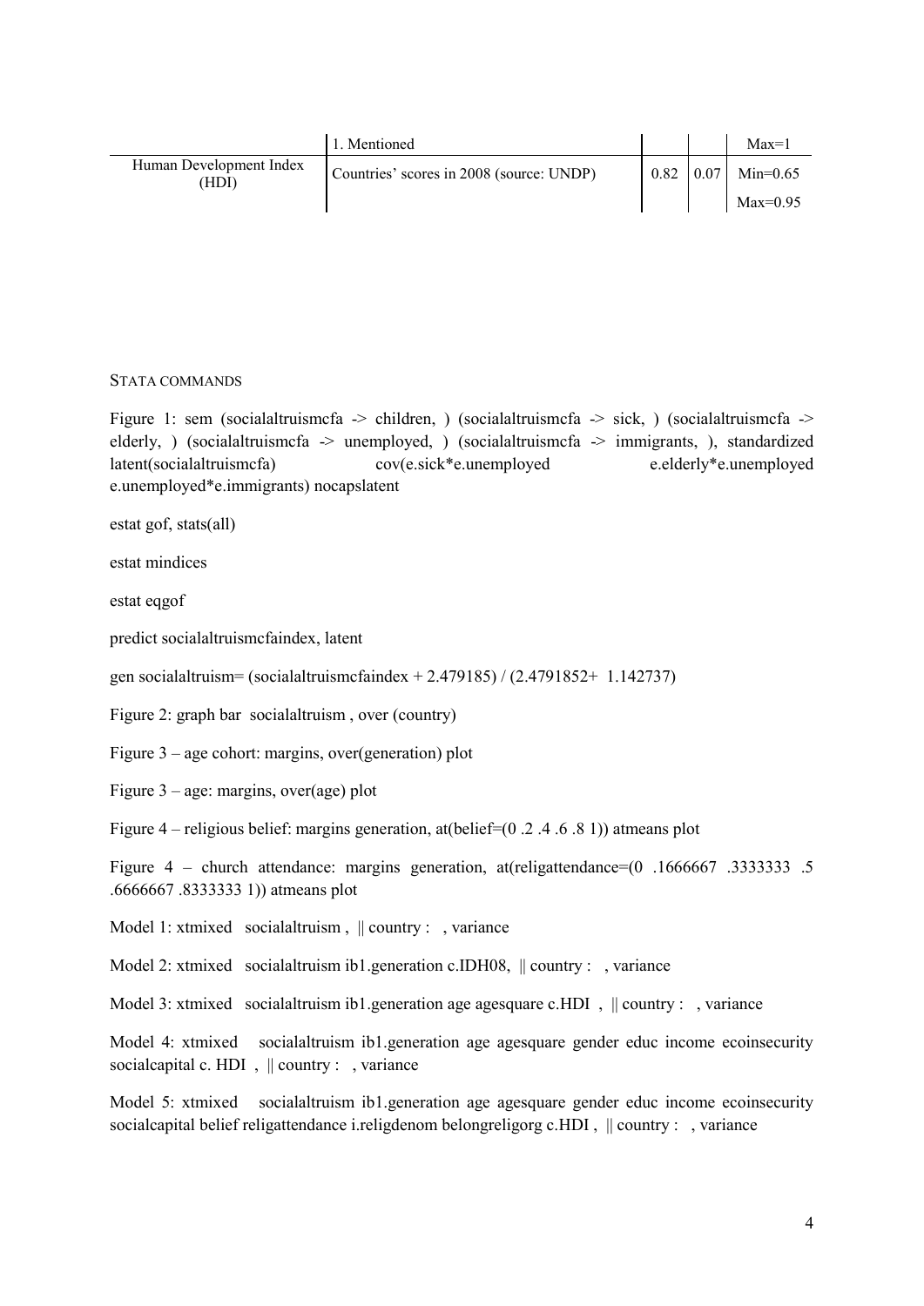|  | 1. Mentioned |  |  | Max=1 |
|---|---|---|---|---|
| Human Development Index (HDI) | Countries' scores in 2008 (source: UNDP) | 0.82 | 0.07 | Min=0.65 |
|  |  |  |  | Max=0.95 |

STATA COMMANDS

Figure 1: sem (socialaltruismcfa -> children, ) (socialaltruismcfa -> sick, ) (socialaltruismcfa -> elderly, ) (socialaltruismcfa -> unemployed, ) (socialaltruismcfa -> immigrants, ), standardized latent(socialaltruismcfa) cov(e.sick*e.unemployed e.elderly*e.unemployed e.unemployed*e.immigrants) nocapslatent

estat gof, stats(all)

estat mindices

estat eqgof

predict socialaltruismcfaindex, latent

gen socialaltruism= (socialaltruismcfaindex + 2.479185) / (2.4791852+ 1.142737)

Figure 2: graph bar socialaltruism , over (country)

Figure 3 – age cohort: margins, over(generation) plot

Figure 3 – age: margins, over(age) plot

Figure 4 – religious belief: margins generation, at(belief=(0 .2 .4 .6 .8 1)) atmeans plot

Figure 4 – church attendance: margins generation, at(religattendance=(0 .1666667 .3333333 .5 .6666667 .8333333 1)) atmeans plot

Model 1: xtmixed socialaltruism , || country : , variance

Model 2: xtmixed socialaltruism ib1.generation c.IDH08, || country : , variance

Model 3: xtmixed socialaltruism ib1.generation age agesquare c.HDI , || country : , variance

Model 4: xtmixed socialaltruism ib1.generation age agesquare gender educ income ecoinsecurity socialcapital c. HDI , || country : , variance

Model 5: xtmixed socialaltruism ib1.generation age agesquare gender educ income ecoinsecurity socialcapital belief religattendance i.religdenom belongreligorg c.HDI , || country : , variance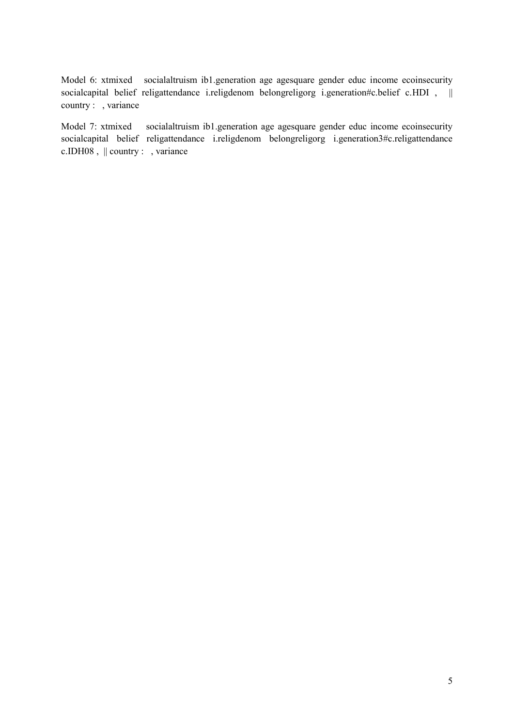Model 6: xtmixed socialaltruism ib1.generation age agesquare gender educ income ecoinsecurity socialcapital belief religattendance i.religdenom belongreligorg i.generation#c.belief c.HDI , || country : , variance

Model 7: xtmixed socialaltruism ib1.generation age agesquare gender educ income ecoinsecurity socialcapital belief religattendance i.religdenom belongreligorg i.generation3#c.religattendance c.IDH08 , || country : , variance